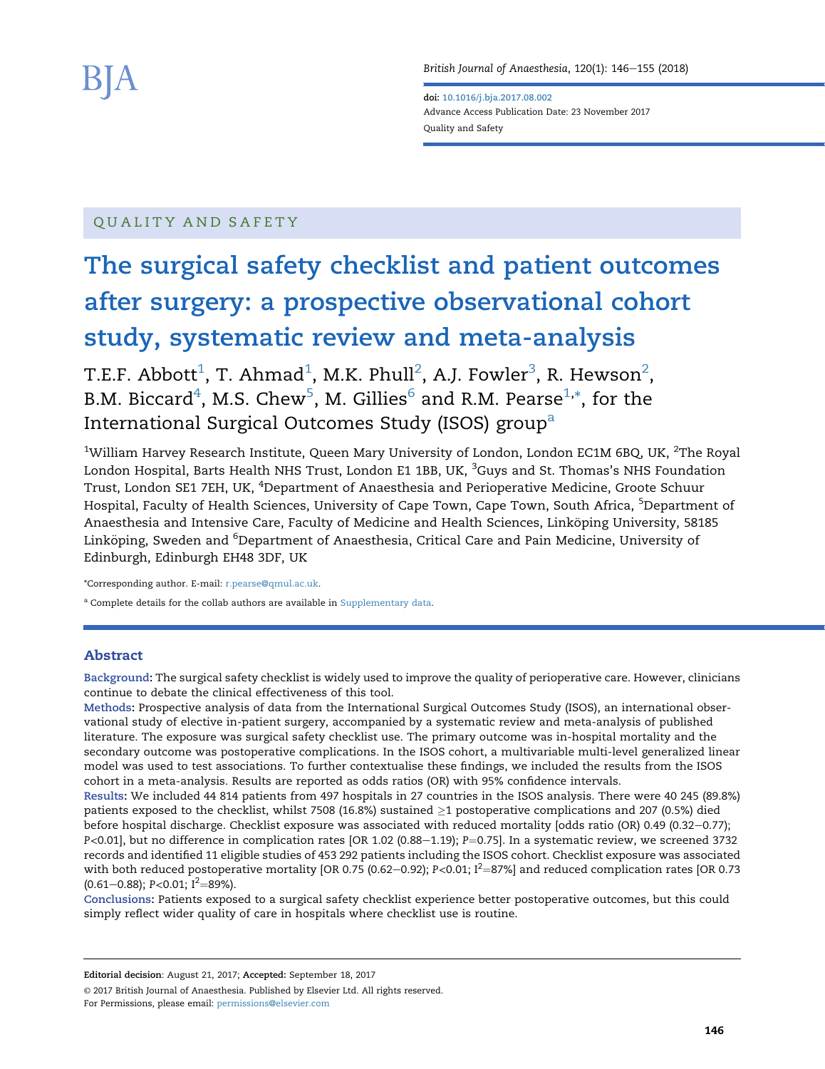doi: 10.1016/j.bja.2017.08.002
Advance Access Publication Date: 23 November 2017
Quality and Safety

QUALITY AND SAFETY

# The surgical safety checklist and patient outcomes after surgery: a prospective observational cohort study, systematic review and meta-analysis

T.E.F. Abbott[1], T. Ahmad[1], M.K. Phull[2], A.J. Fowler[3], R. Hewson[2], B.M. Biccard[4], M.S. Chew[5], M. Gillies[6] and R.M. Pearse[1,*], for the International Surgical Outcomes Study (ISOS) group[a]

[1]William Harvey Research Institute, Queen Mary University of London, London EC1M 6BQ, UK, [2]The Royal London Hospital, Barts Health NHS Trust, London E1 1BB, UK, [3]Guys and St. Thomas's NHS Foundation Trust, London SE1 7EH, UK, [4]Department of Anaesthesia and Perioperative Medicine, Groote Schuur Hospital, Faculty of Health Sciences, University of Cape Town, Cape Town, South Africa, [5]Department of Anaesthesia and Intensive Care, Faculty of Medicine and Health Sciences, Linköping University, 58185 Linköping, Sweden and [6]Department of Anaesthesia, Critical Care and Pain Medicine, University of Edinburgh, Edinburgh EH48 3DF, UK

*Corresponding author. E-mail: r.pearse@qmul.ac.uk.

[a] Complete details for the collab authors are available in Supplementary data.

## Abstract

**Background:** The surgical safety checklist is widely used to improve the quality of perioperative care. However, clinicians continue to debate the clinical effectiveness of this tool.

**Methods:** Prospective analysis of data from the International Surgical Outcomes Study (ISOS), an international observational study of elective in-patient surgery, accompanied by a systematic review and meta-analysis of published literature. The exposure was surgical safety checklist use. The primary outcome was in-hospital mortality and the secondary outcome was postoperative complications. In the ISOS cohort, a multivariable multi-level generalized linear model was used to test associations. To further contextualise these findings, we included the results from the ISOS cohort in a meta-analysis. Results are reported as odds ratios (OR) with 95% confidence intervals.

**Results:** We included 44 814 patients from 497 hospitals in 27 countries in the ISOS analysis. There were 40 245 (89.8%) patients exposed to the checklist, whilst 7508 (16.8%) sustained ≥1 postoperative complications and 207 (0.5%) died before hospital discharge. Checklist exposure was associated with reduced mortality [odds ratio (OR) 0.49 (0.32–0.77); $P<0.01$], but no difference in complication rates [OR 1.02 (0.88–1.19); $P=0.75$]. In a systematic review, we screened 3732 records and identified 11 eligible studies of 453 292 patients including the ISOS cohort. Checklist exposure was associated with both reduced postoperative mortality [OR 0.75 (0.62–0.92); $P<0.01$; $I^2=87\%$] and reduced complication rates [OR 0.73 (0.61–0.88); $P<0.01$; $I^2=89\%$).

**Conclusions:** Patients exposed to a surgical safety checklist experience better postoperative outcomes, but this could simply reflect wider quality of care in hospitals where checklist use is routine.

---

**Editorial decision:** August 21, 2017; **Accepted:** September 18, 2017

© 2017 British Journal of Anaesthesia. Published by Elsevier Ltd. All rights reserved.
For Permissions, please email: permissions@elsevier.com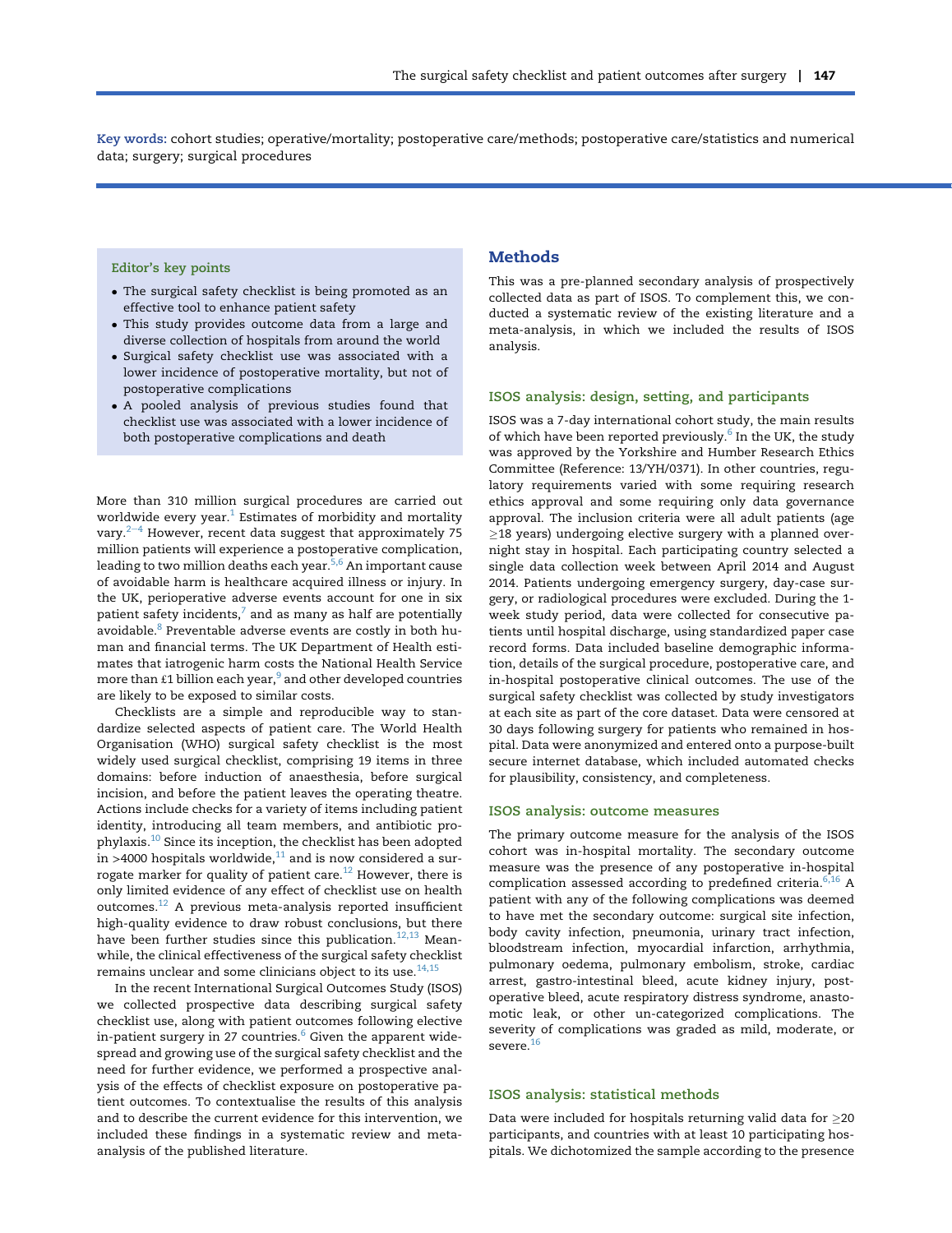**Key words:** cohort studies; operative/mortality; postoperative care/methods; postoperative care/statistics and numerical data; surgery; surgical procedures

### Editor's key points

- The surgical safety checklist is being promoted as an effective tool to enhance patient safety
- This study provides outcome data from a large and diverse collection of hospitals from around the world
- Surgical safety checklist use was associated with a lower incidence of postoperative mortality, but not of postoperative complications
- A pooled analysis of previous studies found that checklist use was associated with a lower incidence of both postoperative complications and death

More than 310 million surgical procedures are carried out worldwide every year.[1] Estimates of morbidity and mortality vary.[2–4] However, recent data suggest that approximately 75 million patients will experience a postoperative complication, leading to two million deaths each year.[5,6] An important cause of avoidable harm is healthcare acquired illness or injury. In the UK, perioperative adverse events account for one in six patient safety incidents,[7] and as many as half are potentially avoidable.[8] Preventable adverse events are costly in both human and financial terms. The UK Department of Health estimates that iatrogenic harm costs the National Health Service more than £1 billion each year,[9] and other developed countries are likely to be exposed to similar costs.

Checklists are a simple and reproducible way to standardize selected aspects of patient care. The World Health Organisation (WHO) surgical safety checklist is the most widely used surgical checklist, comprising 19 items in three domains: before induction of anaesthesia, before surgical incision, and before the patient leaves the operating theatre. Actions include checks for a variety of items including patient identity, introducing all team members, and antibiotic prophylaxis.[10] Since its inception, the checklist has been adopted in >4000 hospitals worldwide,[11] and is now considered a surrogate marker for quality of patient care.[12] However, there is only limited evidence of any effect of checklist use on health outcomes.[12] A previous meta-analysis reported insufficient high-quality evidence to draw robust conclusions, but there have been further studies since this publication.[12,13] Meanwhile, the clinical effectiveness of the surgical safety checklist remains unclear and some clinicians object to its use.[14,15]

In the recent International Surgical Outcomes Study (ISOS) we collected prospective data describing surgical safety checklist use, along with patient outcomes following elective in-patient surgery in 27 countries.[6] Given the apparent widespread and growing use of the surgical safety checklist and the need for further evidence, we performed a prospective analysis of the effects of checklist exposure on postoperative patient outcomes. To contextualise the results of this analysis and to describe the current evidence for this intervention, we included these findings in a systematic review and meta-analysis of the published literature.

## Methods

This was a pre-planned secondary analysis of prospectively collected data as part of ISOS. To complement this, we conducted a systematic review of the existing literature and a meta-analysis, in which we included the results of ISOS analysis.

### ISOS analysis: design, setting, and participants

ISOS was a 7-day international cohort study, the main results of which have been reported previously.[6] In the UK, the study was approved by the Yorkshire and Humber Research Ethics Committee (Reference: 13/YH/0371). In other countries, regulatory requirements varied with some requiring research ethics approval and some requiring only data governance approval. The inclusion criteria were all adult patients (age ≥18 years) undergoing elective surgery with a planned overnight stay in hospital. Each participating country selected a single data collection week between April 2014 and August 2014. Patients undergoing emergency surgery, day-case surgery, or radiological procedures were excluded. During the 1-week study period, data were collected for consecutive patients until hospital discharge, using standardized paper case record forms. Data included baseline demographic information, details of the surgical procedure, postoperative care, and in-hospital postoperative clinical outcomes. The use of the surgical safety checklist was collected by study investigators at each site as part of the core dataset. Data were censored at 30 days following surgery for patients who remained in hospital. Data were anonymized and entered onto a purpose-built secure internet database, which included automated checks for plausibility, consistency, and completeness.

### ISOS analysis: outcome measures

The primary outcome measure for the analysis of the ISOS cohort was in-hospital mortality. The secondary outcome measure was the presence of any postoperative in-hospital complication assessed according to predefined criteria.[6,16] A patient with any of the following complications was deemed to have met the secondary outcome: surgical site infection, body cavity infection, pneumonia, urinary tract infection, bloodstream infection, myocardial infarction, arrhythmia, pulmonary oedema, pulmonary embolism, stroke, cardiac arrest, gastro-intestinal bleed, acute kidney injury, postoperative bleed, acute respiratory distress syndrome, anastomotic leak, or other un-categorized complications. The severity of complications was graded as mild, moderate, or severe.[16]

### ISOS analysis: statistical methods

Data were included for hospitals returning valid data for ≥20 participants, and countries with at least 10 participating hospitals. We dichotomized the sample according to the presence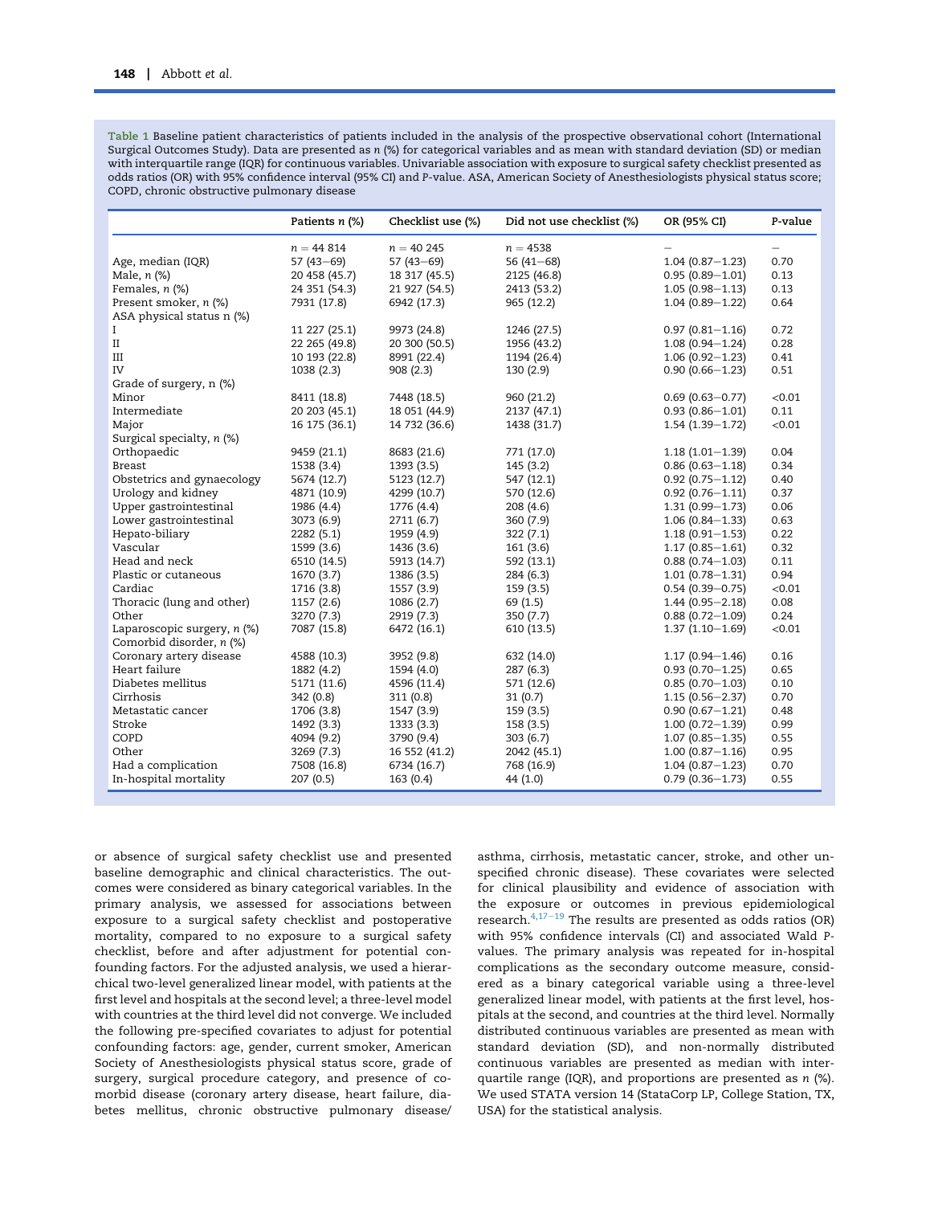Table 1 Baseline patient characteristics of patients included in the analysis of the prospective observational cohort (International Surgical Outcomes Study). Data are presented as *n* (%) for categorical variables and as mean with standard deviation (SD) or median with interquartile range (IQR) for continuous variables. Univariable association with exposure to surgical safety checklist presented as odds ratios (OR) with 95% confidence interval (95% CI) and *P*-value. ASA, American Society of Anesthesiologists physical status score; COPD, chronic obstructive pulmonary disease

| | Patients *n* (%) | Checklist use (%) | Did not use checklist (%) | OR (95% CI) | *P*-value |
|---|---|---|---|---|---|
| | *n* = 44 814 | *n* = 40 245 | *n* = 4538 | – | – |
| Age, median (IQR) | 57 (43–69) | 57 (43–69) | 56 (41–68) | 1.04 (0.87–1.23) | 0.70 |
| Male, *n* (%) | 20 458 (45.7) | 18 317 (45.5) | 2125 (46.8) | 0.95 (0.89–1.01) | 0.13 |
| Females, *n* (%) | 24 351 (54.3) | 21 927 (54.5) | 2413 (53.2) | 1.05 (0.98–1.13) | 0.13 |
| Present smoker, *n* (%) | 7931 (17.8) | 6942 (17.3) | 965 (12.2) | 1.04 (0.89–1.22) | 0.64 |
| ASA physical status n (%) | | | | | |
| I | 11 227 (25.1) | 9973 (24.8) | 1246 (27.5) | 0.97 (0.81–1.16) | 0.72 |
| II | 22 265 (49.8) | 20 300 (50.5) | 1956 (43.2) | 1.08 (0.94–1.24) | 0.28 |
| III | 10 193 (22.8) | 8991 (22.4) | 1194 (26.4) | 1.06 (0.92–1.23) | 0.41 |
| IV | 1038 (2.3) | 908 (2.3) | 130 (2.9) | 0.90 (0.66–1.23) | 0.51 |
| Grade of surgery, n (%) | | | | | |
| Minor | 8411 (18.8) | 7448 (18.5) | 960 (21.2) | 0.69 (0.63–0.77) | <0.01 |
| Intermediate | 20 203 (45.1) | 18 051 (44.9) | 2137 (47.1) | 0.93 (0.86–1.01) | 0.11 |
| Major | 16 175 (36.1) | 14 732 (36.6) | 1438 (31.7) | 1.54 (1.39–1.72) | <0.01 |
| Surgical specialty, *n* (%) | | | | | |
| Orthopaedic | 9459 (21.1) | 8683 (21.6) | 771 (17.0) | 1.18 (1.01–1.39) | 0.04 |
| Breast | 1538 (3.4) | 1393 (3.5) | 145 (3.2) | 0.86 (0.63–1.18) | 0.34 |
| Obstetrics and gynaecology | 5674 (12.7) | 5123 (12.7) | 547 (12.1) | 0.92 (0.75–1.12) | 0.40 |
| Urology and kidney | 4871 (10.9) | 4299 (10.7) | 570 (12.6) | 0.92 (0.76–1.11) | 0.37 |
| Upper gastrointestinal | 1986 (4.4) | 1776 (4.4) | 208 (4.6) | 1.31 (0.99–1.73) | 0.06 |
| Lower gastrointestinal | 3073 (6.9) | 2711 (6.7) | 360 (7.9) | 1.06 (0.84–1.33) | 0.63 |
| Hepato-biliary | 2282 (5.1) | 1959 (4.9) | 322 (7.1) | 1.18 (0.91–1.53) | 0.22 |
| Vascular | 1599 (3.6) | 1436 (3.6) | 161 (3.6) | 1.17 (0.85–1.61) | 0.32 |
| Head and neck | 6510 (14.5) | 5913 (14.7) | 592 (13.1) | 0.88 (0.74–1.03) | 0.11 |
| Plastic or cutaneous | 1670 (3.7) | 1386 (3.5) | 284 (6.3) | 1.01 (0.78–1.31) | 0.94 |
| Cardiac | 1716 (3.8) | 1557 (3.9) | 159 (3.5) | 0.54 (0.39–0.75) | <0.01 |
| Thoracic (lung and other) | 1157 (2.6) | 1086 (2.7) | 69 (1.5) | 1.44 (0.95–2.18) | 0.08 |
| Other | 3270 (7.3) | 2919 (7.3) | 350 (7.7) | 0.88 (0.72–1.09) | 0.24 |
| Laparoscopic surgery, *n* (%) | 7087 (15.8) | 6472 (16.1) | 610 (13.5) | 1.37 (1.10–1.69) | <0.01 |
| Comorbid disorder, *n* (%) | | | | | |
| Coronary artery disease | 4588 (10.3) | 3952 (9.8) | 632 (14.0) | 1.17 (0.94–1.46) | 0.16 |
| Heart failure | 1882 (4.2) | 1594 (4.0) | 287 (6.3) | 0.93 (0.70–1.25) | 0.65 |
| Diabetes mellitus | 5171 (11.6) | 4596 (11.4) | 571 (12.6) | 0.85 (0.70–1.03) | 0.10 |
| Cirrhosis | 342 (0.8) | 311 (0.8) | 31 (0.7) | 1.15 (0.56–2.37) | 0.70 |
| Metastatic cancer | 1706 (3.8) | 1547 (3.9) | 159 (3.5) | 0.90 (0.67–1.21) | 0.48 |
| Stroke | 1492 (3.3) | 1333 (3.3) | 158 (3.5) | 1.00 (0.72–1.39) | 0.99 |
| COPD | 4094 (9.2) | 3790 (9.4) | 303 (6.7) | 1.07 (0.85–1.35) | 0.55 |
| Other | 3269 (7.3) | 16 552 (41.2) | 2042 (45.1) | 1.00 (0.87–1.16) | 0.95 |
| Had a complication | 7508 (16.8) | 6734 (16.7) | 768 (16.9) | 1.04 (0.87–1.23) | 0.70 |
| In-hospital mortality | 207 (0.5) | 163 (0.4) | 44 (1.0) | 0.79 (0.36–1.73) | 0.55 |

or absence of surgical safety checklist use and presented baseline demographic and clinical characteristics. The outcomes were considered as binary categorical variables. In the primary analysis, we assessed for associations between exposure to a surgical safety checklist and postoperative mortality, compared to no exposure to a surgical safety checklist, before and after adjustment for potential confounding factors. For the adjusted analysis, we used a hierarchical two-level generalized linear model, with patients at the first level and hospitals at the second level; a three-level model with countries at the third level did not converge. We included the following pre-specified covariates to adjust for potential confounding factors: age, gender, current smoker, American Society of Anesthesiologists physical status score, grade of surgery, surgical procedure category, and presence of comorbid disease (coronary artery disease, heart failure, diabetes mellitus, chronic obstructive pulmonary disease/asthma, cirrhosis, metastatic cancer, stroke, and other unspecified chronic disease). These covariates were selected for clinical plausibility and evidence of association with the exposure or outcomes in previous epidemiological research.[4,17–19] The results are presented as odds ratios (OR) with 95% confidence intervals (CI) and associated Wald *P*-values. The primary analysis was repeated for in-hospital complications as the secondary outcome measure, considered as a binary categorical variable using a three-level generalized linear model, with patients at the first level, hospitals at the second, and countries at the third level. Normally distributed continuous variables are presented as mean with standard deviation (SD), and non-normally distributed continuous variables are presented as median with interquartile range (IQR), and proportions are presented as *n* (%). We used STATA version 14 (StataCorp LP, College Station, TX, USA) for the statistical analysis.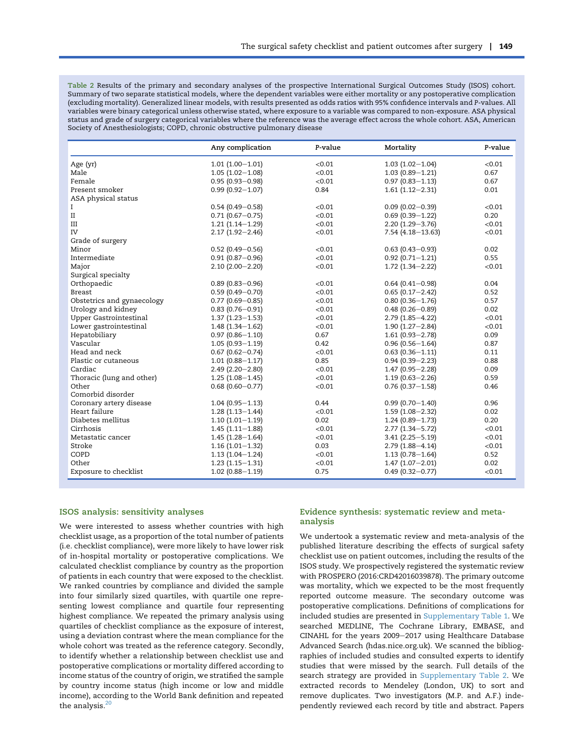Table 2 Results of the primary and secondary analyses of the prospective International Surgical Outcomes Study (ISOS) cohort. Summary of two separate statistical models, where the dependent variables were either mortality or any postoperative complication (excluding mortality). Generalized linear models, with results presented as odds ratios with 95% confidence intervals and P-values. All variables were binary categorical unless otherwise stated, where exposure to a variable was compared to non-exposure. ASA physical status and grade of surgery categorical variables where the reference was the average effect across the whole cohort. ASA, American Society of Anesthesiologists; COPD, chronic obstructive pulmonary disease

| | Any complication | P-value | Mortality | P-value |
|---|---|---|---|---|
| Age (yr) | 1.01 (1.00−1.01) | <0.01 | 1.03 (1.02−1.04) | <0.01 |
| Male | 1.05 (1.02−1.08) | <0.01 | 1.03 (0.89−1.21) | 0.67 |
| Female | 0.95 (0.93−0.98) | <0.01 | 0.97 (0.83−1.13) | 0.67 |
| Present smoker | 0.99 (0.92−1.07) | 0.84 | 1.61 (1.12−2.31) | 0.01 |
| ASA physical status | | | | |
| I | 0.54 (0.49−0.58) | <0.01 | 0.09 (0.02−0.39) | <0.01 |
| II | 0.71 (0.67−0.75) | <0.01 | 0.69 (0.39−1.22) | 0.20 |
| III | 1.21 (1.14−1.29) | <0.01 | 2.20 (1.29−3.76) | <0.01 |
| IV | 2.17 (1.92−2.46) | <0.01 | 7.54 (4.18−13.63) | <0.01 |
| Grade of surgery | | | | |
| Minor | 0.52 (0.49−0.56) | <0.01 | 0.63 (0.43−0.93) | 0.02 |
| Intermediate | 0.91 (0.87−0.96) | <0.01 | 0.92 (0.71−1.21) | 0.55 |
| Major | 2.10 (2.00−2.20) | <0.01 | 1.72 (1.34−2.22) | <0.01 |
| Surgical specialty | | | | |
| Orthopaedic | 0.89 (0.83−0.96) | <0.01 | 0.64 (0.41−0.98) | 0.04 |
| Breast | 0.59 (0.49−0.70) | <0.01 | 0.65 (0.17−2.42) | 0.52 |
| Obstetrics and gynaecology | 0.77 (0.69−0.85) | <0.01 | 0.80 (0.36−1.76) | 0.57 |
| Urology and kidney | 0.83 (0.76−0.91) | <0.01 | 0.48 (0.26−0.89) | 0.02 |
| Upper Gastrointestinal | 1.37 (1.23−1.53) | <0.01 | 2.79 (1.85−4.22) | <0.01 |
| Lower gastrointestinal | 1.48 (1.34−1.62) | <0.01 | 1.90 (1.27−2.84) | <0.01 |
| Hepatobiliary | 0.97 (0.86−1.10) | 0.67 | 1.61 (0.93−2.78) | 0.09 |
| Vascular | 1.05 (0.93−1.19) | 0.42 | 0.96 (0.56−1.64) | 0.87 |
| Head and neck | 0.67 (0.62−0.74) | <0.01 | 0.63 (0.36−1.11) | 0.11 |
| Plastic or cutaneous | 1.01 (0.88−1.17) | 0.85 | 0.94 (0.39−2.23) | 0.88 |
| Cardiac | 2.49 (2.20−2.80) | <0.01 | 1.47 (0.95−2.28) | 0.09 |
| Thoracic (lung and other) | 1.25 (1.08−1.45) | <0.01 | 1.19 (0.63−2.26) | 0.59 |
| Other | 0.68 (0.60−0.77) | <0.01 | 0.76 (0.37−1.58) | 0.46 |
| Comorbid disorder | | | | |
| Coronary artery disease | 1.04 (0.95−1.13) | 0.44 | 0.99 (0.70−1.40) | 0.96 |
| Heart failure | 1.28 (1.13−1.44) | <0.01 | 1.59 (1.08−2.32) | 0.02 |
| Diabetes mellitus | 1.10 (1.01−1.19) | 0.02 | 1.24 (0.89−1.73) | 0.20 |
| Cirrhosis | 1.45 (1.11−1.88) | <0.01 | 2.77 (1.34−5.72) | <0.01 |
| Metastatic cancer | 1.45 (1.28−1.64) | <0.01 | 3.41 (2.25−5.19) | <0.01 |
| Stroke | 1.16 (1.01−1.32) | 0.03 | 2.79 (1.88−4.14) | <0.01 |
| COPD | 1.13 (1.04−1.24) | <0.01 | 1.13 (0.78−1.64) | 0.52 |
| Other | 1.23 (1.15−1.31) | <0.01 | 1.47 (1.07−2.01) | 0.02 |
| Exposure to checklist | 1.02 (0.88−1.19) | 0.75 | 0.49 (0.32−0.77) | <0.01 |

### ISOS analysis: sensitivity analyses

We were interested to assess whether countries with high checklist usage, as a proportion of the total number of patients (i.e. checklist compliance), were more likely to have lower risk of in-hospital mortality or postoperative complications. We calculated checklist compliance by country as the proportion of patients in each country that were exposed to the checklist. We ranked countries by compliance and divided the sample into four similarly sized quartiles, with quartile one representing lowest compliance and quartile four representing highest compliance. We repeated the primary analysis using quartiles of checklist compliance as the exposure of interest, using a deviation contrast where the mean compliance for the whole cohort was treated as the reference category. Secondly, to identify whether a relationship between checklist use and postoperative complications or mortality differed according to income status of the country of origin, we stratified the sample by country income status (high income or low and middle income), according to the World Bank definition and repeated the analysis.[20]

### Evidence synthesis: systematic review and meta-analysis

We undertook a systematic review and meta-analysis of the published literature describing the effects of surgical safety checklist use on patient outcomes, including the results of the ISOS study. We prospectively registered the systematic review with PROSPERO (2016:CRD42016039878). The primary outcome was mortality, which we expected to be the most frequently reported outcome measure. The secondary outcome was postoperative complications. Definitions of complications for included studies are presented in Supplementary Table 1. We searched MEDLINE, The Cochrane Library, EMBASE, and CINAHL for the years 2009−2017 using Healthcare Database Advanced Search (hdas.nice.org.uk). We scanned the bibliographies of included studies and consulted experts to identify studies that were missed by the search. Full details of the search strategy are provided in Supplementary Table 2. We extracted records to Mendeley (London, UK) to sort and remove duplicates. Two investigators (M.P. and A.F.) independently reviewed each record by title and abstract. Papers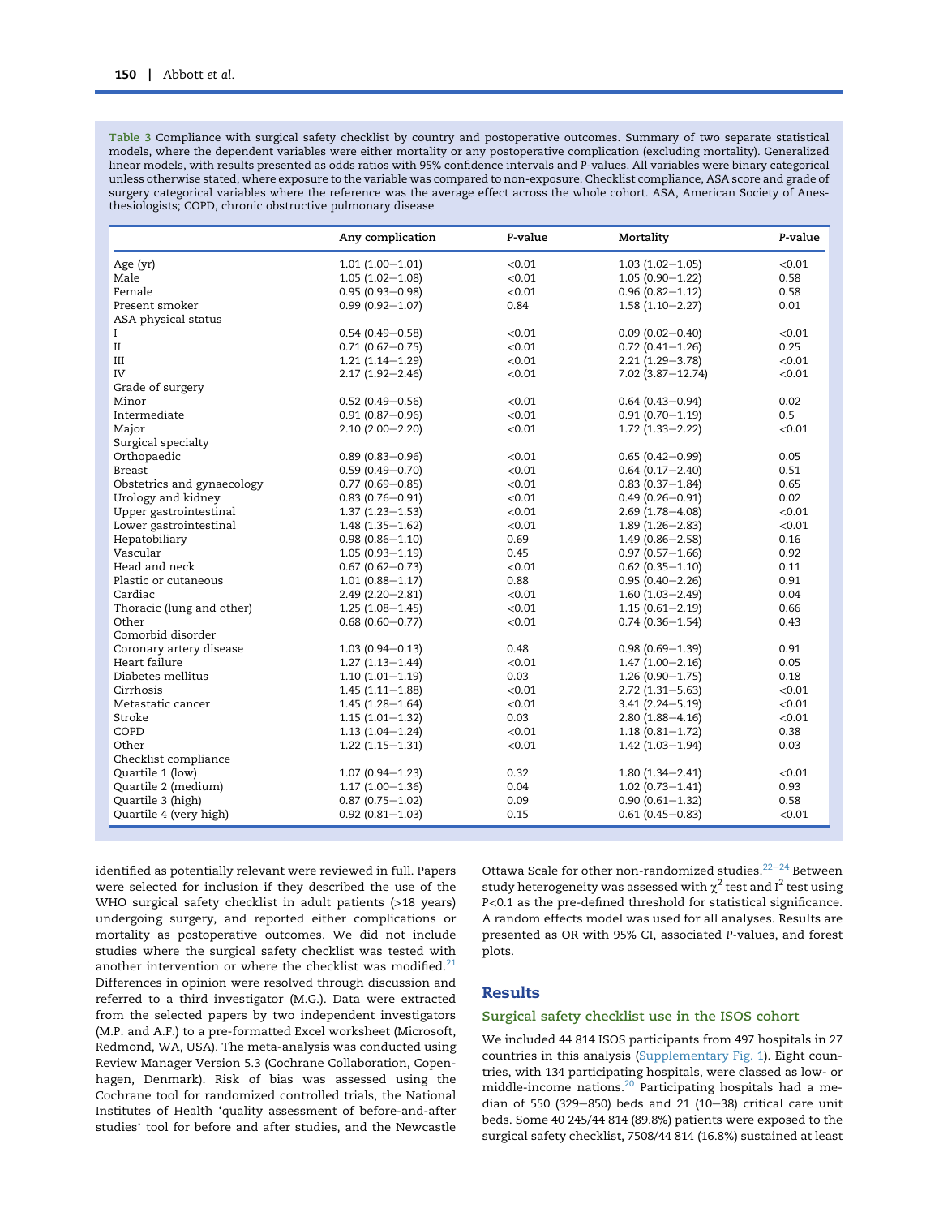**Table 3** Compliance with surgical safety checklist by country and postoperative outcomes. Summary of two separate statistical models, where the dependent variables were either mortality or any postoperative complication (excluding mortality). Generalized linear models, with results presented as odds ratios with 95% confidence intervals and *P*-values. All variables were binary categorical unless otherwise stated, where exposure to the variable was compared to non-exposure. Checklist compliance, ASA score and grade of surgery categorical variables where the reference was the average effect across the whole cohort. ASA, American Society of Anesthesiologists; COPD, chronic obstructive pulmonary disease

| | Any complication | *P*-value | Mortality | *P*-value |
|---|---|---|---|---|
| Age (yr) | 1.01 (1.00–1.01) | <0.01 | 1.03 (1.02–1.05) | <0.01 |
| Male | 1.05 (1.02–1.08) | <0.01 | 1.05 (0.90–1.22) | 0.58 |
| Female | 0.95 (0.93–0.98) | <0.01 | 0.96 (0.82–1.12) | 0.58 |
| Present smoker | 0.99 (0.92–1.07) | 0.84 | 1.58 (1.10–2.27) | 0.01 |
| ASA physical status | | | | |
| I | 0.54 (0.49–0.58) | <0.01 | 0.09 (0.02–0.40) | <0.01 |
| II | 0.71 (0.67–0.75) | <0.01 | 0.72 (0.41–1.26) | 0.25 |
| III | 1.21 (1.14–1.29) | <0.01 | 2.21 (1.29–3.78) | <0.01 |
| IV | 2.17 (1.92–2.46) | <0.01 | 7.02 (3.87–12.74) | <0.01 |
| Grade of surgery | | | | |
| Minor | 0.52 (0.49–0.56) | <0.01 | 0.64 (0.43–0.94) | 0.02 |
| Intermediate | 0.91 (0.87–0.96) | <0.01 | 0.91 (0.70–1.19) | 0.5 |
| Major | 2.10 (2.00–2.20) | <0.01 | 1.72 (1.33–2.22) | <0.01 |
| Surgical specialty | | | | |
| Orthopaedic | 0.89 (0.83–0.96) | <0.01 | 0.65 (0.42–0.99) | 0.05 |
| Breast | 0.59 (0.49–0.70) | <0.01 | 0.64 (0.17–2.40) | 0.51 |
| Obstetrics and gynaecology | 0.77 (0.69–0.85) | <0.01 | 0.83 (0.37–1.84) | 0.65 |
| Urology and kidney | 0.83 (0.76–0.91) | <0.01 | 0.49 (0.26–0.91) | 0.02 |
| Upper gastrointestinal | 1.37 (1.23–1.53) | <0.01 | 2.69 (1.78–4.08) | <0.01 |
| Lower gastrointestinal | 1.48 (1.35–1.62) | <0.01 | 1.89 (1.26–2.83) | <0.01 |
| Hepatobiliary | 0.98 (0.86–1.10) | 0.69 | 1.49 (0.86–2.58) | 0.16 |
| Vascular | 1.05 (0.93–1.19) | 0.45 | 0.97 (0.57–1.66) | 0.92 |
| Head and neck | 0.67 (0.62–0.73) | <0.01 | 0.62 (0.35–1.10) | 0.11 |
| Plastic or cutaneous | 1.01 (0.88–1.17) | 0.88 | 0.95 (0.40–2.26) | 0.91 |
| Cardiac | 2.49 (2.20–2.81) | <0.01 | 1.60 (1.03–2.49) | 0.04 |
| Thoracic (lung and other) | 1.25 (1.08–1.45) | <0.01 | 1.15 (0.61–2.19) | 0.66 |
| Other | 0.68 (0.60–0.77) | <0.01 | 0.74 (0.36–1.54) | 0.43 |
| Comorbid disorder | | | | |
| Coronary artery disease | 1.03 (0.94–0.13) | 0.48 | 0.98 (0.69–1.39) | 0.91 |
| Heart failure | 1.27 (1.13–1.44) | <0.01 | 1.47 (1.00–2.16) | 0.05 |
| Diabetes mellitus | 1.10 (1.01–1.19) | 0.03 | 1.26 (0.90–1.75) | 0.18 |
| Cirrhosis | 1.45 (1.11–1.88) | <0.01 | 2.72 (1.31–5.63) | <0.01 |
| Metastatic cancer | 1.45 (1.28–1.64) | <0.01 | 3.41 (2.24–5.19) | <0.01 |
| Stroke | 1.15 (1.01–1.32) | 0.03 | 2.80 (1.88–4.16) | <0.01 |
| COPD | 1.13 (1.04–1.24) | <0.01 | 1.18 (0.81–1.72) | 0.38 |
| Other | 1.22 (1.15–1.31) | <0.01 | 1.42 (1.03–1.94) | 0.03 |
| Checklist compliance | | | | |
| Quartile 1 (low) | 1.07 (0.94–1.23) | 0.32 | 1.80 (1.34–2.41) | <0.01 |
| Quartile 2 (medium) | 1.17 (1.00–1.36) | 0.04 | 1.02 (0.73–1.41) | 0.93 |
| Quartile 3 (high) | 0.87 (0.75–1.02) | 0.09 | 0.90 (0.61–1.32) | 0.58 |
| Quartile 4 (very high) | 0.92 (0.81–1.03) | 0.15 | 0.61 (0.45–0.83) | <0.01 |

identified as potentially relevant were reviewed in full. Papers were selected for inclusion if they described the use of the WHO surgical safety checklist in adult patients (>18 years) undergoing surgery, and reported either complications or mortality as postoperative outcomes. We did not include studies where the surgical safety checklist was tested with another intervention or where the checklist was modified.[21] Differences in opinion were resolved through discussion and referred to a third investigator (M.G.). Data were extracted from the selected papers by two independent investigators (M.P. and A.F.) to a pre-formatted Excel worksheet (Microsoft, Redmond, WA, USA). The meta-analysis was conducted using Review Manager Version 5.3 (Cochrane Collaboration, Copenhagen, Denmark). Risk of bias was assessed using the Cochrane tool for randomized controlled trials, the National Institutes of Health 'quality assessment of before-and-after studies' tool for before and after studies, and the Newcastle Ottawa Scale for other non-randomized studies.[22–24] Between study heterogeneity was assessed with $\chi^2$ test and $I^2$ test using $P<0.1$ as the pre-defined threshold for statistical significance. A random effects model was used for all analyses. Results are presented as OR with 95% CI, associated *P*-values, and forest plots.

## Results

### Surgical safety checklist use in the ISOS cohort

We included 44 814 ISOS participants from 497 hospitals in 27 countries in this analysis (Supplementary Fig. 1). Eight countries, with 134 participating hospitals, were classed as low- or middle-income nations.[20] Participating hospitals had a median of 550 (329–850) beds and 21 (10–38) critical care unit beds. Some 40 245/44 814 (89.8%) patients were exposed to the surgical safety checklist, 7508/44 814 (16.8%) sustained at least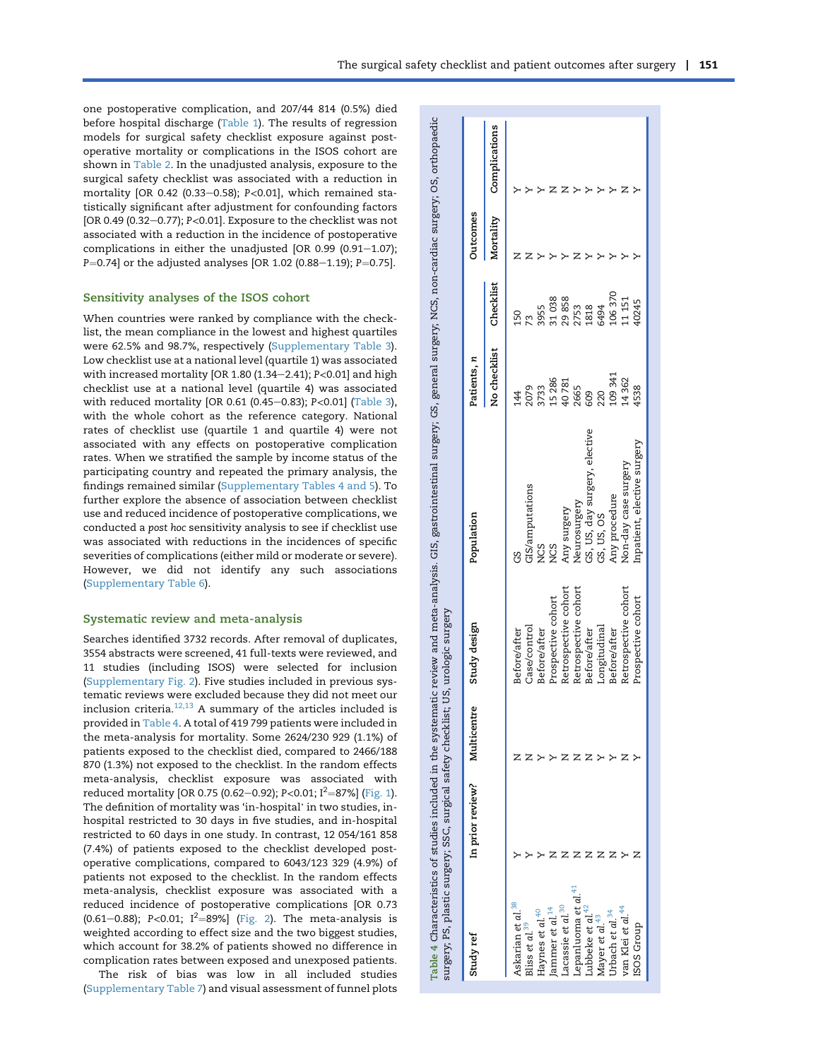one postoperative complication, and 207/44 814 (0.5%) died before hospital discharge (Table 1). The results of regression models for surgical safety checklist exposure against postoperative mortality or complications in the ISOS cohort are shown in Table 2. In the unadjusted analysis, exposure to the surgical safety checklist was associated with a reduction in mortality [OR 0.42 (0.33–0.58); $P<0.01$], which remained statistically significant after adjustment for confounding factors [OR 0.49 (0.32–0.77); $P<0.01$]. Exposure to the checklist was not associated with a reduction in the incidence of postoperative complications in either the unadjusted [OR 0.99 (0.91–1.07); $P=0.74$] or the adjusted analyses [OR 1.02 (0.88–1.19); $P=0.75$].

## Sensitivity analyses of the ISOS cohort

When countries were ranked by compliance with the checklist, the mean compliance in the lowest and highest quartiles were 62.5% and 98.7%, respectively (Supplementary Table 3). Low checklist use at a national level (quartile 1) was associated with increased mortality [OR 1.80 (1.34–2.41); $P<0.01$] and high checklist use at a national level (quartile 4) was associated with reduced mortality [OR 0.61 (0.45–0.83); $P<0.01$] (Table 3), with the whole cohort as the reference category. National rates of checklist use (quartile 1 and quartile 4) were not associated with any effects on postoperative complication rates. When we stratified the sample by income status of the participating country and repeated the primary analysis, the findings remained similar (Supplementary Tables 4 and 5). To further explore the absence of association between checklist use and reduced incidence of postoperative complications, we conducted a *post hoc* sensitivity analysis to see if checklist use was associated with reductions in the incidences of specific severities of complications (either mild or moderate or severe). However, we did not identify any such associations (Supplementary Table 6).

## Systematic review and meta-analysis

Searches identified 3732 records. After removal of duplicates, 3554 abstracts were screened, 41 full-texts were reviewed, and 11 studies (including ISOS) were selected for inclusion (Supplementary Fig. 2). Five studies included in previous systematic reviews were excluded because they did not meet our inclusion criteria.[12,13] A summary of the articles included is provided in Table 4. A total of 419 799 patients were included in the meta-analysis for mortality. Some 2624/230 929 (1.1%) of patients exposed to the checklist died, compared to 2466/188 870 (1.3%) not exposed to the checklist. In the random effects meta-analysis, checklist exposure was associated with reduced mortality [OR 0.75 (0.62–0.92); $P<0.01$; $I^2=87\%$] (Fig. 1). The definition of mortality was 'in-hospital' in two studies, in-hospital restricted to 30 days in five studies, and in-hospital restricted to 60 days in one study. In contrast, 12 054/161 858 (7.4%) of patients exposed to the checklist developed postoperative complications, compared to 6043/123 329 (4.9%) of patients not exposed to the checklist. In the random effects meta-analysis, checklist exposure was associated with a reduced incidence of postoperative complications [OR 0.73 (0.61–0.88); $P<0.01$; $I^2=89\%$] (Fig. 2). The meta-analysis is weighted according to effect size and the two biggest studies, which account for 38.2% of patients showed no difference in complication rates between exposed and unexposed patients.

The risk of bias was low in all included studies (Supplementary Table 7) and visual assessment of funnel plots

Table 4 Characteristics of studies included in the systematic review and meta-analysis. GIS, gastrointestinal surgery; GS, general surgery; NCS, non-cardiac surgery; OS, orthopaedic surgery; PS, plastic surgery; SSC, surgical safety checklist; US, urologic surgery

| Study ref | In prior review? | Multicentre | Study design | Population | Patients, n | | Outcomes | |
|---|---|---|---|---|---|---|---|---|
| | | | | | No checklist | Checklist | Mortality | Complications |
| Askarian et al.[38] | Y | N | Before/after | GS | 144 | 150 | N | Y |
| Bliss et al.[39] | Y | N | Case/control | GIS/amputations | 2079 | 73 | N | Y |
| Haynes et al.[40] | Y | Y | Before/after | NCS | 3733 | 3955 | Y | Y |
| Jammer et al.[14] | N | Y | Prospective cohort | NCS | 15 286 | 31 038 | Y | N |
| Lacassie et al.[30] | N | N | Retrospective cohort | Any surgery | 40 781 | 29 858 | Y | N |
| Lepanluoma et al.[41] | N | N | Retrospective cohort | Neurosurgery | 2665 | 2753 | N | Y |
| Lubbeke et al.[42] | N | N | Before/after | GS, US, day surgery, elective | 609 | 1818 | Y | Y |
| Mayer et al.[43] | N | Y | Longitudinal | GS, US, OS | 220 | 6494 | Y | Y |
| Urbach et al.[34] | N | Y | Before/after | Any procedure | 109 341 | 106 370 | Y | N |
| van Klei et al.[44] | Y | N | Retrospective cohort | Non-day case surgery | 14 362 | 11 151 | Y | N |
| ISOS Group | N | Y | Prospective cohort | Inpatient, elective surgery | 4538 | 40245 | Y | Y |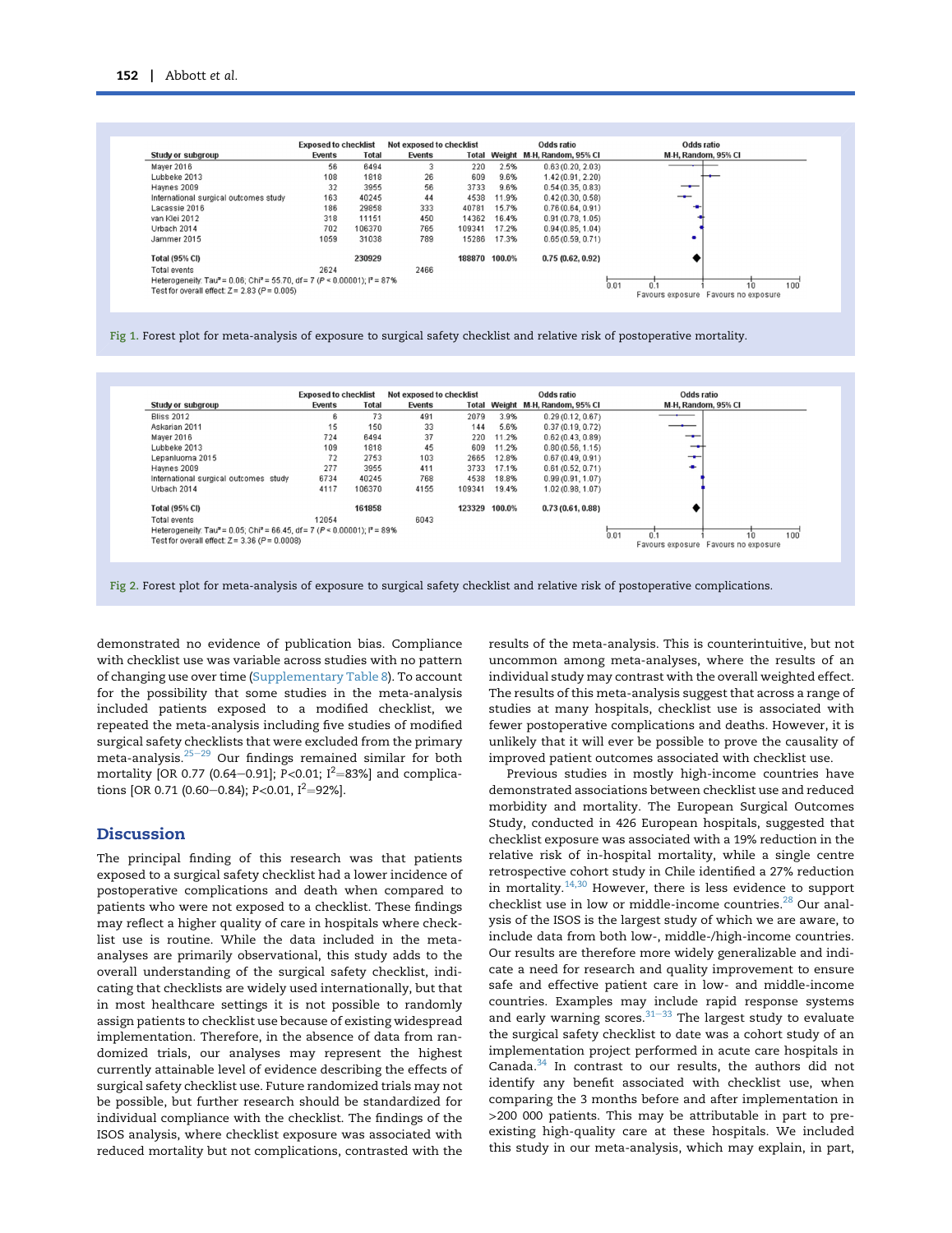Study or subgroup | Exposed to checklist Events Total | Not exposed to checklist Events Total | Weight | Odds ratio M-H, Random, 95% CI | Odds ratio M-H, Random, 95% CI

Mayer 2016 56 6494 3 220 2.5% 0.63 (0.20, 2.03)
Lubbeke 2013 108 1818 26 609 9.6% 1.42 (0.91, 2.20)
Haynes 2009 32 3955 56 3733 9.6% 0.54 (0.35, 0.83)
International surgical outcomes study 163 40245 44 4538 11.9% 0.42 (0.30, 0.58)
Lacassie 2016 186 29858 333 40781 15.7% 0.76 (0.64, 0.91)
van Klei 2012 318 11151 450 14362 16.4% 0.91 (0.78, 1.05)
Urbach 2014 702 106370 765 109341 17.2% 0.94 (0.85, 1.04)
Jammer 2015 1059 31038 789 15286 17.3% 0.65 (0.59, 0.71)

Total (95% CI) 230929 188870 100.0% 0.75 (0.62, 0.92)
Total events 2624 2466
Heterogeneity: Tau² = 0.06; Chi² = 55.70, df = 7 (P < 0.00001); I² = 87%
Test for overall effect: Z = 2.83 (P = 0.005)

0.01 0.1 1 10 100
Favours exposure Favours no exposure

Fig 1. Forest plot for meta-analysis of exposure to surgical safety checklist and relative risk of postoperative mortality.

Study or subgroup | Exposed to checklist Events Total | Not exposed to checklist Events Total | Weight | Odds ratio M-H, Random, 95% CI | Odds ratio M-H, Random, 95% CI

Bliss 2012 6 73 491 2079 3.9% 0.29 (0.12, 0.67)
Askarian 2011 15 150 33 144 5.6% 0.37 (0.19, 0.72)
Mayer 2016 724 6494 37 220 11.2% 0.62 (0.43, 0.89)
Lubbeke 2013 109 1818 45 609 11.2% 0.80 (0.56, 1.15)
Lepanluoma 2015 72 2753 103 2665 12.8% 0.67 (0.49, 0.91)
Haynes 2009 277 3955 411 3733 17.1% 0.61 (0.52, 0.71)
International surgical outcomes study 6734 40245 768 4538 18.8% 0.99 (0.91, 1.07)
Urbach 2014 4117 106370 4155 109341 19.4% 1.02 (0.98, 1.07)

Total (95% CI) 161858 123329 100.0% 0.73 (0.61, 0.88)
Total events 12054 6043
Heterogeneity: Tau² = 0.05; Chi² = 66.45, df = 7 (P < 0.00001); I² = 89%
Test for overall effect: Z = 3.36 (P = 0.0008)

0.01 0.1 1 10 100
Favours exposure Favours no exposure

Fig 2. Forest plot for meta-analysis of exposure to surgical safety checklist and relative risk of postoperative complications.

demonstrated no evidence of publication bias. Compliance with checklist use was variable across studies with no pattern of changing use over time (Supplementary Table 8). To account for the possibility that some studies in the meta-analysis included patients exposed to a modified checklist, we repeated the meta-analysis including five studies of modified surgical safety checklists that were excluded from the primary meta-analysis.[25–29] Our findings remained similar for both mortality [OR 0.77 (0.64–0.91]; P<0.01; $I^2$=83%] and complications [OR 0.71 (0.60–0.84); P<0.01, $I^2$=92%].

## Discussion

The principal finding of this research was that patients exposed to a surgical safety checklist had a lower incidence of postoperative complications and death when compared to patients who were not exposed to a checklist. These findings may reflect a higher quality of care in hospitals where checklist use is routine. While the data included in the meta-analyses are primarily observational, this study adds to the overall understanding of the surgical safety checklist, indicating that checklists are widely used internationally, but that in most healthcare settings it is not possible to randomly assign patients to checklist use because of existing widespread implementation. Therefore, in the absence of data from randomized trials, our analyses may represent the highest currently attainable level of evidence describing the effects of surgical safety checklist use. Future randomized trials may not be possible, but further research should be standardized for individual compliance with the checklist. The findings of the ISOS analysis, where checklist exposure was associated with reduced mortality but not complications, contrasted with the results of the meta-analysis. This is counterintuitive, but not uncommon among meta-analyses, where the results of an individual study may contrast with the overall weighted effect. The results of this meta-analysis suggest that across a range of studies at many hospitals, checklist use is associated with fewer postoperative complications and deaths. However, it is unlikely that it will ever be possible to prove the causality of improved patient outcomes associated with checklist use.

Previous studies in mostly high-income countries have demonstrated associations between checklist use and reduced morbidity and mortality. The European Surgical Outcomes Study, conducted in 426 European hospitals, suggested that checklist exposure was associated with a 19% reduction in the relative risk of in-hospital mortality, while a single centre retrospective cohort study in Chile identified a 27% reduction in mortality.[14,30] However, there is less evidence to support checklist use in low or middle-income countries.[28] Our analysis of the ISOS is the largest study of which we are aware, to include data from both low-, middle-/high-income countries. Our results are therefore more widely generalizable and indicate a need for research and quality improvement to ensure safe and effective patient care in low- and middle-income countries. Examples may include rapid response systems and early warning scores.[31–33] The largest study to evaluate the surgical safety checklist to date was a cohort study of an implementation project performed in acute care hospitals in Canada.[34] In contrast to our results, the authors did not identify any benefit associated with checklist use, when comparing the 3 months before and after implementation in >200 000 patients. This may be attributable in part to pre-existing high-quality care at these hospitals. We included this study in our meta-analysis, which may explain, in part,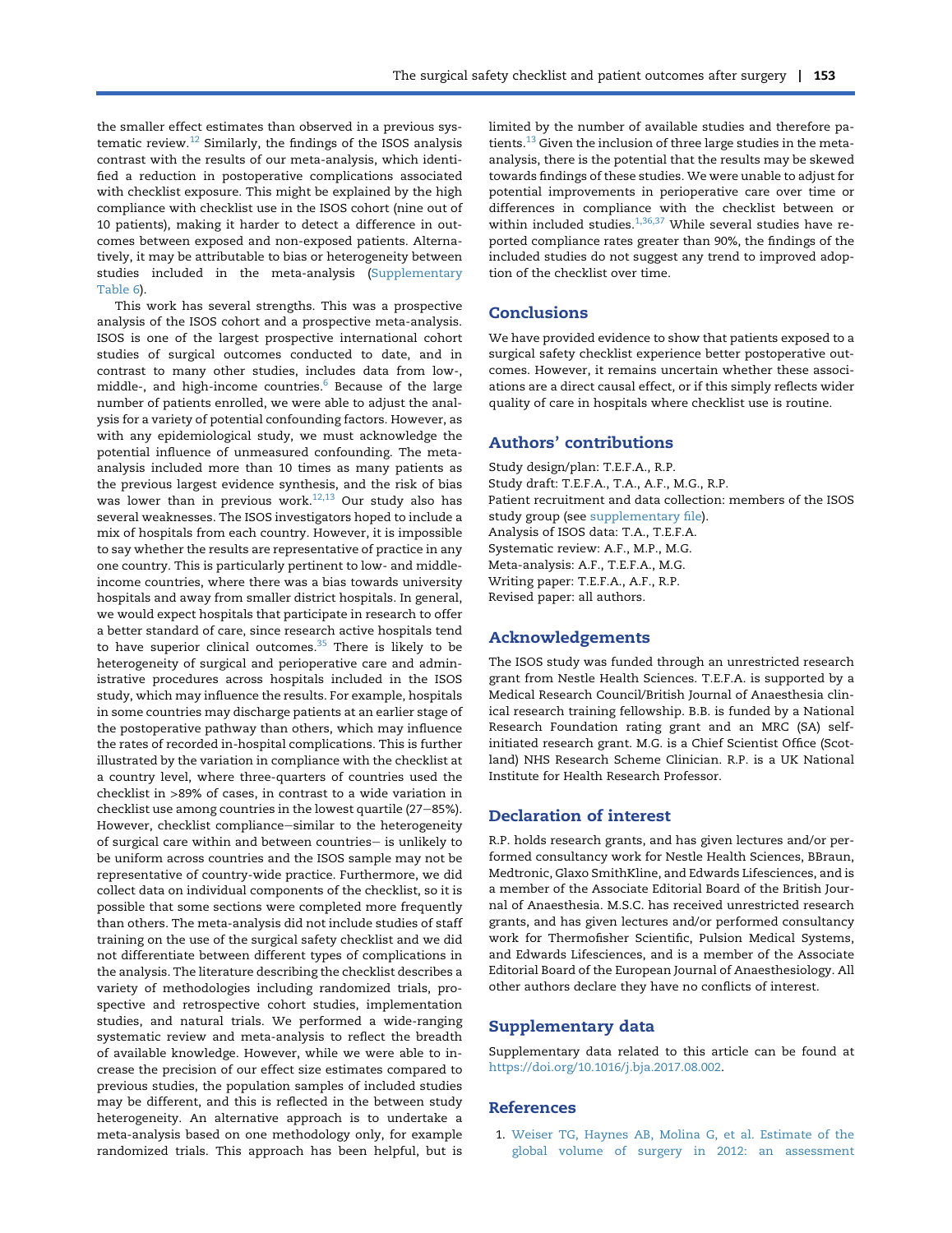the smaller effect estimates than observed in a previous systematic review.[12] Similarly, the findings of the ISOS analysis contrast with the results of our meta-analysis, which identified a reduction in postoperative complications associated with checklist exposure. This might be explained by the high compliance with checklist use in the ISOS cohort (nine out of 10 patients), making it harder to detect a difference in outcomes between exposed and non-exposed patients. Alternatively, it may be attributable to bias or heterogeneity between studies included in the meta-analysis (Supplementary Table 6).

This work has several strengths. This was a prospective analysis of the ISOS cohort and a prospective meta-analysis. ISOS is one of the largest prospective international cohort studies of surgical outcomes conducted to date, and in contrast to many other studies, includes data from low-, middle-, and high-income countries.[6] Because of the large number of patients enrolled, we were able to adjust the analysis for a variety of potential confounding factors. However, as with any epidemiological study, we must acknowledge the potential influence of unmeasured confounding. The meta-analysis included more than 10 times as many patients as the previous largest evidence synthesis, and the risk of bias was lower than in previous work.[12,13] Our study also has several weaknesses. The ISOS investigators hoped to include a mix of hospitals from each country. However, it is impossible to say whether the results are representative of practice in any one country. This is particularly pertinent to low- and middle-income countries, where there was a bias towards university hospitals and away from smaller district hospitals. In general, we would expect hospitals that participate in research to offer a better standard of care, since research active hospitals tend to have superior clinical outcomes.[35] There is likely to be heterogeneity of surgical and perioperative care and administrative procedures across hospitals included in the ISOS study, which may influence the results. For example, hospitals in some countries may discharge patients at an earlier stage of the postoperative pathway than others, which may influence the rates of recorded in-hospital complications. This is further illustrated by the variation in compliance with the checklist at a country level, where three-quarters of countries used the checklist in >89% of cases, in contrast to a wide variation in checklist use among countries in the lowest quartile (27–85%). However, checklist compliance–similar to the heterogeneity of surgical care within and between countries– is unlikely to be uniform across countries and the ISOS sample may not be representative of country-wide practice. Furthermore, we did collect data on individual components of the checklist, so it is possible that some sections were completed more frequently than others. The meta-analysis did not include studies of staff training on the use of the surgical safety checklist and we did not differentiate between different types of complications in the analysis. The literature describing the checklist describes a variety of methodologies including randomized trials, prospective and retrospective cohort studies, implementation studies, and natural trials. We performed a wide-ranging systematic review and meta-analysis to reflect the breadth of available knowledge. However, while we were able to increase the precision of our effect size estimates compared to previous studies, the population samples of included studies may be different, and this is reflected in the between study heterogeneity. An alternative approach is to undertake a meta-analysis based on one methodology only, for example randomized trials. This approach has been helpful, but is limited by the number of available studies and therefore patients.[13] Given the inclusion of three large studies in the meta-analysis, there is the potential that the results may be skewed towards findings of these studies. We were unable to adjust for potential improvements in perioperative care over time or differences in compliance with the checklist between or within included studies.[1,36,37] While several studies have reported compliance rates greater than 90%, the findings of the included studies do not suggest any trend to improved adoption of the checklist over time.

## Conclusions

We have provided evidence to show that patients exposed to a surgical safety checklist experience better postoperative outcomes. However, it remains uncertain whether these associations are a direct causal effect, or if this simply reflects wider quality of care in hospitals where checklist use is routine.

## Authors' contributions

Study design/plan: T.E.F.A., R.P.
Study draft: T.E.F.A., T.A., A.F., M.G., R.P.
Patient recruitment and data collection: members of the ISOS study group (see supplementary file).
Analysis of ISOS data: T.A., T.E.F.A.
Systematic review: A.F., M.P., M.G.
Meta-analysis: A.F., T.E.F.A., M.G.
Writing paper: T.E.F.A., A.F., R.P.
Revised paper: all authors.

## Acknowledgements

The ISOS study was funded through an unrestricted research grant from Nestle Health Sciences. T.E.F.A. is supported by a Medical Research Council/British Journal of Anaesthesia clinical research training fellowship. B.B. is funded by a National Research Foundation rating grant and an MRC (SA) self-initiated research grant. M.G. is a Chief Scientist Office (Scotland) NHS Research Scheme Clinician. R.P. is a UK National Institute for Health Research Professor.

## Declaration of interest

R.P. holds research grants, and has given lectures and/or performed consultancy work for Nestle Health Sciences, BBraun, Medtronic, Glaxo SmithKline, and Edwards Lifesciences, and is a member of the Associate Editorial Board of the British Journal of Anaesthesia. M.S.C. has received unrestricted research grants, and has given lectures and/or performed consultancy work for Thermofisher Scientific, Pulsion Medical Systems, and Edwards Lifesciences, and is a member of the Associate Editorial Board of the European Journal of Anaesthesiology. All other authors declare they have no conflicts of interest.

## Supplementary data

Supplementary data related to this article can be found at https://doi.org/10.1016/j.bja.2017.08.002.

## References

1. Weiser TG, Haynes AB, Molina G, et al. Estimate of the global volume of surgery in 2012: an assessment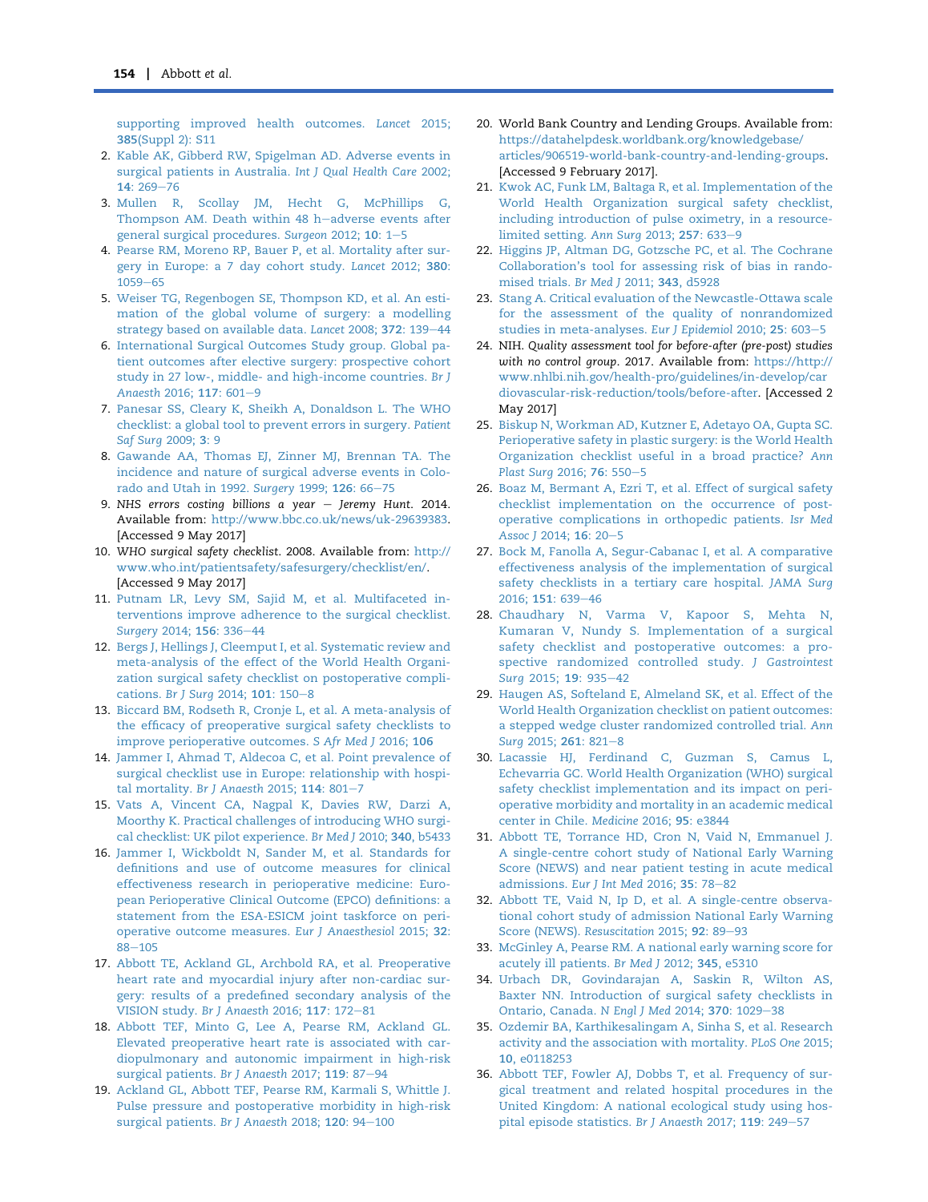supporting improved health outcomes. *Lancet* 2015; **385**(Suppl 2): S11

2. Kable AK, Gibberd RW, Spigelman AD. Adverse events in surgical patients in Australia. *Int J Qual Health Care* 2002; **14**: 269–76
3. Mullen R, Scollay JM, Hecht G, McPhillips G, Thompson AM. Death within 48 h–adverse events after general surgical procedures. *Surgeon* 2012; **10**: 1–5
4. Pearse RM, Moreno RP, Bauer P, et al. Mortality after surgery in Europe: a 7 day cohort study. *Lancet* 2012; **380**: 1059–65
5. Weiser TG, Regenbogen SE, Thompson KD, et al. An estimation of the global volume of surgery: a modelling strategy based on available data. *Lancet* 2008; **372**: 139–44
6. International Surgical Outcomes Study group. Global patient outcomes after elective surgery: prospective cohort study in 27 low-, middle- and high-income countries. *Br J Anaesth* 2016; **117**: 601–9
7. Panesar SS, Cleary K, Sheikh A, Donaldson L. The WHO checklist: a global tool to prevent errors in surgery. *Patient Saf Surg* 2009; **3**: 9
8. Gawande AA, Thomas EJ, Zinner MJ, Brennan TA. The incidence and nature of surgical adverse events in Colorado and Utah in 1992. *Surgery* 1999; **126**: 66–75
9. *NHS errors costing billions a year – Jeremy Hunt*. 2014. Available from: http://www.bbc.co.uk/news/uk-29639383. [Accessed 9 May 2017]
10. *WHO surgical safety checklist*. 2008. Available from: http://www.who.int/patientsafety/safesurgery/checklist/en/. [Accessed 9 May 2017]
11. Putnam LR, Levy SM, Sajid M, et al. Multifaceted interventions improve adherence to the surgical checklist. *Surgery* 2014; **156**: 336–44
12. Bergs J, Hellings J, Cleemput I, et al. Systematic review and meta-analysis of the effect of the World Health Organization surgical safety checklist on postoperative complications. *Br J Surg* 2014; **101**: 150–8
13. Biccard BM, Rodseth R, Cronje L, et al. A meta-analysis of the efficacy of preoperative surgical safety checklists to improve perioperative outcomes. *S Afr Med J* 2016; **106**
14. Jammer I, Ahmad T, Aldecoa C, et al. Point prevalence of surgical checklist use in Europe: relationship with hospital mortality. *Br J Anaesth* 2015; **114**: 801–7
15. Vats A, Vincent CA, Nagpal K, Davies RW, Darzi A, Moorthy K. Practical challenges of introducing WHO surgical checklist: UK pilot experience. *Br Med J* 2010; **340**, b5433
16. Jammer I, Wickboldt N, Sander M, et al. Standards for definitions and use of outcome measures for clinical effectiveness research in perioperative medicine: European Perioperative Clinical Outcome (EPCO) definitions: a statement from the ESA-ESICM joint taskforce on perioperative outcome measures. *Eur J Anaesthesiol* 2015; **32**: 88–105
17. Abbott TE, Ackland GL, Archbold RA, et al. Preoperative heart rate and myocardial injury after non-cardiac surgery: results of a predefined secondary analysis of the VISION study. *Br J Anaesth* 2016; **117**: 172–81
18. Abbott TEF, Minto G, Lee A, Pearse RM, Ackland GL. Elevated preoperative heart rate is associated with cardiopulmonary and autonomic impairment in high-risk surgical patients. *Br J Anaesth* 2017; **119**: 87–94
19. Ackland GL, Abbott TEF, Pearse RM, Karmali S, Whittle J. Pulse pressure and postoperative morbidity in high-risk surgical patients. *Br J Anaesth* 2018; **120**: 94–100
20. World Bank Country and Lending Groups. Available from: https://datahelpdesk.worldbank.org/knowledgebase/articles/906519-world-bank-country-and-lending-groups. [Accessed 9 February 2017].
21. Kwok AC, Funk LM, Baltaga R, et al. Implementation of the World Health Organization surgical safety checklist, including introduction of pulse oximetry, in a resource-limited setting. *Ann Surg* 2013; **257**: 633–9
22. Higgins JP, Altman DG, Gotzsche PC, et al. The Cochrane Collaboration's tool for assessing risk of bias in randomised trials. *Br Med J* 2011; **343**, d5928
23. Stang A. Critical evaluation of the Newcastle-Ottawa scale for the assessment of the quality of nonrandomized studies in meta-analyses. *Eur J Epidemiol* 2010; **25**: 603–5
24. NIH. *Quality assessment tool for before-after (pre-post) studies with no control group*. 2017. Available from: https://http://www.nhlbi.nih.gov/health-pro/guidelines/in-develop/cardiovascular-risk-reduction/tools/before-after. [Accessed 2 May 2017]
25. Biskup N, Workman AD, Kutzner E, Adetayo OA, Gupta SC. Perioperative safety in plastic surgery: is the World Health Organization checklist useful in a broad practice? *Ann Plast Surg* 2016; **76**: 550–5
26. Boaz M, Bermant A, Ezri T, et al. Effect of surgical safety checklist implementation on the occurrence of postoperative complications in orthopedic patients. *Isr Med Assoc J* 2014; **16**: 20–5
27. Bock M, Fanolla A, Segur-Cabanac I, et al. A comparative effectiveness analysis of the implementation of surgical safety checklists in a tertiary care hospital. *JAMA Surg* 2016; **151**: 639–46
28. Chaudhary N, Varma V, Kapoor S, Mehta N, Kumaran V, Nundy S. Implementation of a surgical safety checklist and postoperative outcomes: a prospective randomized controlled study. *J Gastrointest Surg* 2015; **19**: 935–42
29. Haugen AS, Softeland E, Almeland SK, et al. Effect of the World Health Organization checklist on patient outcomes: a stepped wedge cluster randomized controlled trial. *Ann Surg* 2015; **261**: 821–8
30. Lacassie HJ, Ferdinand C, Guzman S, Camus L, Echevarria GC. World Health Organization (WHO) surgical safety checklist implementation and its impact on perioperative morbidity and mortality in an academic medical center in Chile. *Medicine* 2016; **95**: e3844
31. Abbott TE, Torrance HD, Cron N, Vaid N, Emmanuel J. A single-centre cohort study of National Early Warning Score (NEWS) and near patient testing in acute medical admissions. *Eur J Int Med* 2016; **35**: 78–82
32. Abbott TE, Vaid N, Ip D, et al. A single-centre observational cohort study of admission National Early Warning Score (NEWS). *Resuscitation* 2015; **92**: 89–93
33. McGinley A, Pearse RM. A national early warning score for acutely ill patients. *Br Med J* 2012; **345**, e5310
34. Urbach DR, Govindarajan A, Saskin R, Wilton AS, Baxter NN. Introduction of surgical safety checklists in Ontario, Canada. *N Engl J Med* 2014; **370**: 1029–38
35. Ozdemir BA, Karthikesalingam A, Sinha S, et al. Research activity and the association with mortality. *PLoS One* 2015; **10**, e0118253
36. Abbott TEF, Fowler AJ, Dobbs T, et al. Frequency of surgical treatment and related hospital procedures in the United Kingdom: A national ecological study using hospital episode statistics. *Br J Anaesth* 2017; **119**: 249–57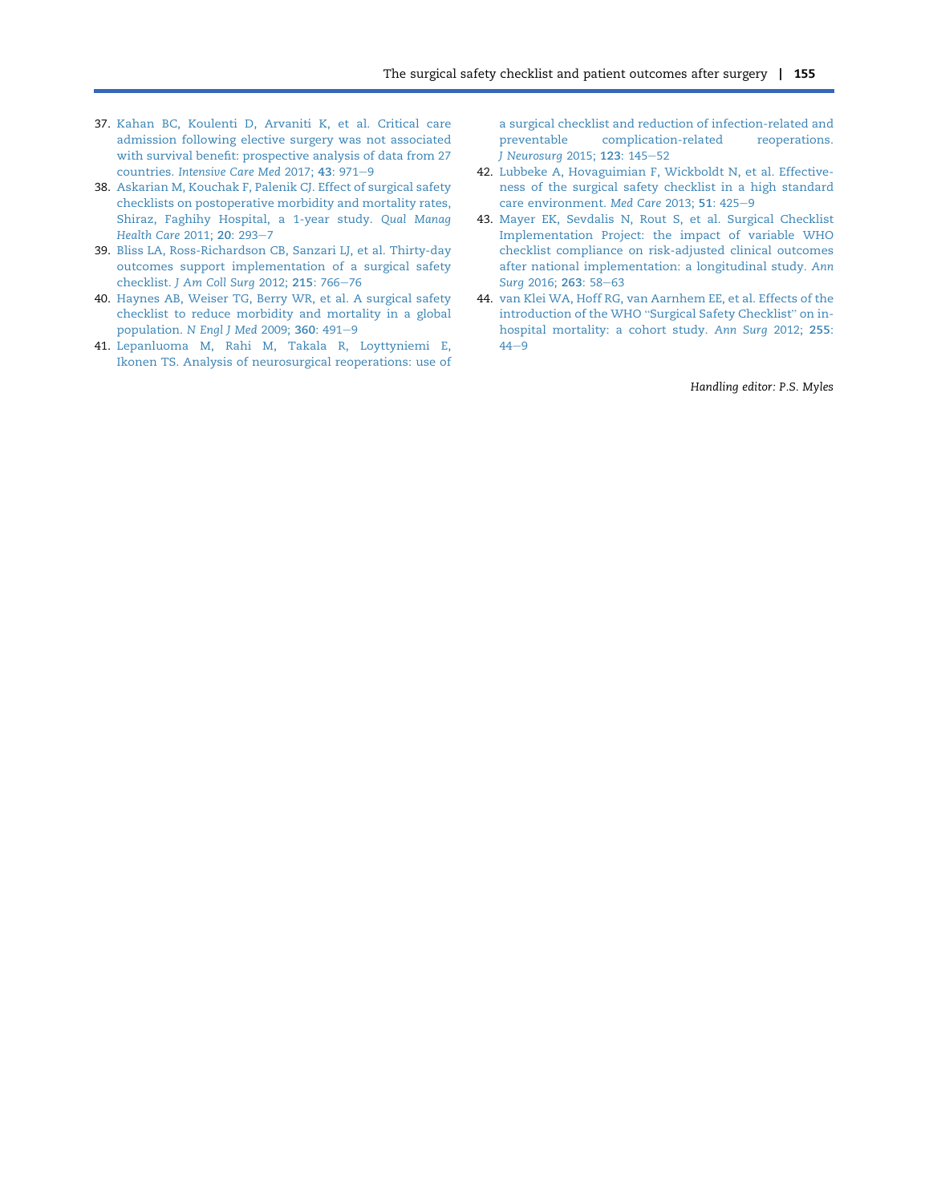37. Kahan BC, Koulenti D, Arvaniti K, et al. Critical care admission following elective surgery was not associated with survival benefit: prospective analysis of data from 27 countries. *Intensive Care Med* 2017; **43**: 971–9
38. Askarian M, Kouchak F, Palenik CJ. Effect of surgical safety checklists on postoperative morbidity and mortality rates, Shiraz, Faghihy Hospital, a 1-year study. *Qual Manag Health Care* 2011; **20**: 293–7
39. Bliss LA, Ross-Richardson CB, Sanzari LJ, et al. Thirty-day outcomes support implementation of a surgical safety checklist. *J Am Coll Surg* 2012; **215**: 766–76
40. Haynes AB, Weiser TG, Berry WR, et al. A surgical safety checklist to reduce morbidity and mortality in a global population. *N Engl J Med* 2009; **360**: 491–9
41. Lepanluoma M, Rahi M, Takala R, Loyttyniemi E, Ikonen TS. Analysis of neurosurgical reoperations: use of a surgical checklist and reduction of infection-related and preventable complication-related reoperations. *J Neurosurg* 2015; **123**: 145–52
42. Lubbeke A, Hovaguimian F, Wickboldt N, et al. Effectiveness of the surgical safety checklist in a high standard care environment. *Med Care* 2013; **51**: 425–9
43. Mayer EK, Sevdalis N, Rout S, et al. Surgical Checklist Implementation Project: the impact of variable WHO checklist compliance on risk-adjusted clinical outcomes after national implementation: a longitudinal study. *Ann Surg* 2016; **263**: 58–63
44. van Klei WA, Hoff RG, van Aarnhem EE, et al. Effects of the introduction of the WHO "Surgical Safety Checklist" on in-hospital mortality: a cohort study. *Ann Surg* 2012; **255**: 44–9

*Handling editor: P.S. Myles*